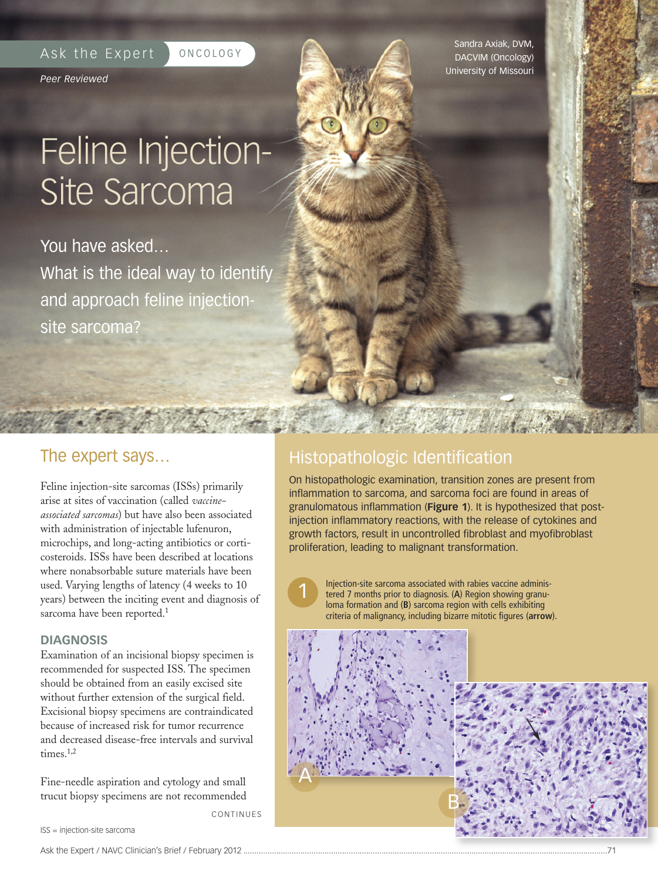Ask the Expert | ONCOLOGY

*Peer Reviewed*

Sandra Axiak, DVM, DACVIM (Oncology)
University of Missouri

# Feline Injection-Site Sarcoma

You have asked…
What is the ideal way to identify and approach feline injection-site sarcoma?

## The expert says…

Feline injection-site sarcomas (ISSs) primarily arise at sites of vaccination (called *vaccine-associated sarcomas*) but have also been associated with administration of injectable lufenuron, microchips, and long-acting antibiotics or corticosteroids. ISSs have been described at locations where nonabsorbable suture materials have been used. Varying lengths of latency (4 weeks to 10 years) between the inciting event and diagnosis of sarcoma have been reported.[1]

### DIAGNOSIS

Examination of an incisional biopsy specimen is recommended for suspected ISS. The specimen should be obtained from an easily excised site without further extension of the surgical field. Excisional biopsy specimens are contraindicated because of increased risk for tumor recurrence and decreased disease-free intervals and survival times.[1,2]

Fine-needle aspiration and cytology and small trucut biopsy specimens are not recommended

CONTINUES

ISS = injection-site sarcoma

## Histopathologic Identification

On histopathologic examination, transition zones are present from inflammation to sarcoma, and sarcoma foci are found in areas of granulomatous inflammation (**Figure 1**). It is hypothesized that post-injection inflammatory reactions, with the release of cytokines and growth factors, result in uncontrolled fibroblast and myofibroblast proliferation, leading to malignant transformation.

1 Injection-site sarcoma associated with rabies vaccine administered 7 months prior to diagnosis. (**A**) Region showing granuloma formation and (**B**) sarcoma region with cells exhibiting criteria of malignancy, including bizarre mitotic figures (**arrow**).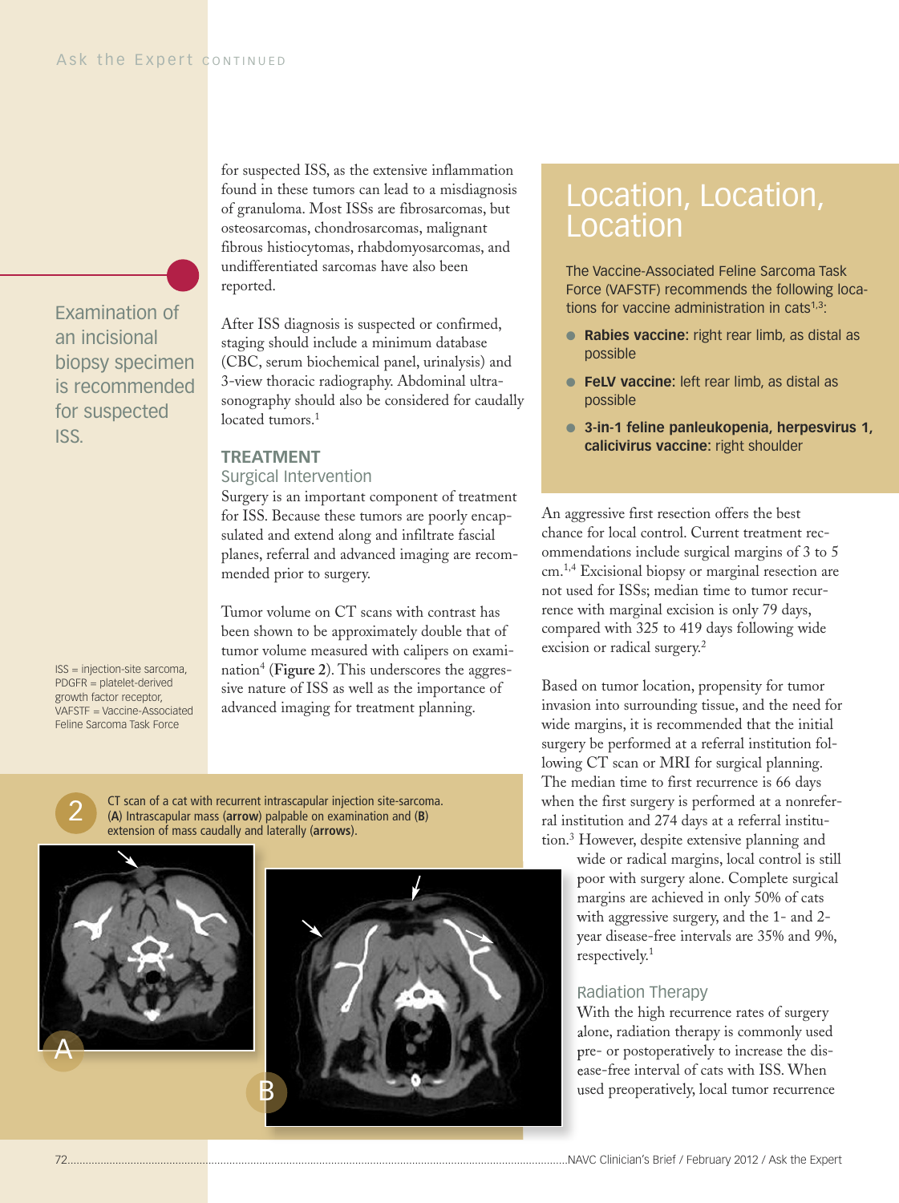for suspected ISS, as the extensive inflammation found in these tumors can lead to a misdiagnosis of granuloma. Most ISSs are fibrosarcomas, but osteosarcomas, chondrosarcomas, malignant fibrous histiocytomas, rhabdomyosarcomas, and undifferentiated sarcomas have also been reported.

Examination of an incisional biopsy specimen is recommended for suspected ISS.

After ISS diagnosis is suspected or confirmed, staging should include a minimum database (CBC, serum biochemical panel, urinalysis) and 3-view thoracic radiography. Abdominal ultrasonography should also be considered for caudally located tumors.[1]

## TREATMENT

### Surgical Intervention

Surgery is an important component of treatment for ISS. Because these tumors are poorly encapsulated and extend along and infiltrate fascial planes, referral and advanced imaging are recommended prior to surgery.

Tumor volume on CT scans with contrast has been shown to be approximately double that of tumor volume measured with calipers on examination[4] (**Figure 2**). This underscores the aggressive nature of ISS as well as the importance of advanced imaging for treatment planning.

ISS = injection-site sarcoma, PDGFR = platelet-derived growth factor receptor, VAFSTF = Vaccine-Associated Feline Sarcoma Task Force

**2** CT scan of a cat with recurrent intrascapular injection site-sarcoma. (**A**) Intrascapular mass (**arrow**) palpable on examination and (**B**) extension of mass caudally and laterally (**arrows**).

## Location, Location, Location

The Vaccine-Associated Feline Sarcoma Task Force (VAFSTF) recommends the following locations for vaccine administration in cats[1,3]:

- **Rabies vaccine:** right rear limb, as distal as possible
- **FeLV vaccine:** left rear limb, as distal as possible
- **3-in-1 feline panleukopenia, herpesvirus 1, calicivirus vaccine:** right shoulder

An aggressive first resection offers the best chance for local control. Current treatment recommendations include surgical margins of 3 to 5 cm.[1,4] Excisional biopsy or marginal resection are not used for ISSs; median time to tumor recurrence with marginal excision is only 79 days, compared with 325 to 419 days following wide excision or radical surgery.[2]

Based on tumor location, propensity for tumor invasion into surrounding tissue, and the need for wide margins, it is recommended that the initial surgery be performed at a referral institution following CT scan or MRI for surgical planning. The median time to first recurrence is 66 days when the first surgery is performed at a nonreferral institution and 274 days at a referral institution.[3] However, despite extensive planning and wide or radical margins, local control is still poor with surgery alone. Complete surgical margins are achieved in only 50% of cats with aggressive surgery, and the 1- and 2-year disease-free intervals are 35% and 9%, respectively.[1]

### Radiation Therapy

With the high recurrence rates of surgery alone, radiation therapy is commonly used pre- or postoperatively to increase the disease-free interval of cats with ISS. When used preoperatively, local tumor recurrence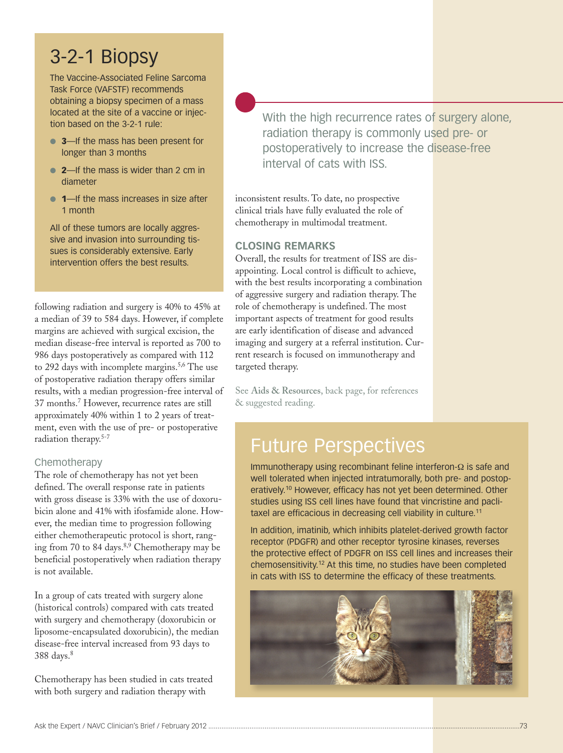## 3-2-1 Biopsy

The Vaccine-Associated Feline Sarcoma Task Force (VAFSTF) recommends obtaining a biopsy specimen of a mass located at the site of a vaccine or injection based on the 3-2-1 rule:

- **3**—If the mass has been present for longer than 3 months
- **2**—If the mass is wider than 2 cm in diameter
- **1**—If the mass increases in size after 1 month

All of these tumors are locally aggressive and invasion into surrounding tissues is considerably extensive. Early intervention offers the best results.

following radiation and surgery is 40% to 45% at a median of 39 to 584 days. However, if complete margins are achieved with surgical excision, the median disease-free interval is reported as 700 to 986 days postoperatively as compared with 112 to 292 days with incomplete margins.[5,6] The use of postoperative radiation therapy offers similar results, with a median progression-free interval of 37 months.[7] However, recurrence rates are still approximately 40% within 1 to 2 years of treatment, even with the use of pre- or postoperative radiation therapy.[5-7]

### Chemotherapy

The role of chemotherapy has not yet been defined. The overall response rate in patients with gross disease is 33% with the use of doxorubicin alone and 41% with ifosfamide alone. However, the median time to progression following either chemotherapeutic protocol is short, ranging from 70 to 84 days.[8,9] Chemotherapy may be beneficial postoperatively when radiation therapy is not available.

In a group of cats treated with surgery alone (historical controls) compared with cats treated with surgery and chemotherapy (doxorubicin or liposome-encapsulated doxorubicin), the median disease-free interval increased from 93 days to 388 days.[8]

Chemotherapy has been studied in cats treated with both surgery and radiation therapy with inconsistent results. To date, no prospective clinical trials have fully evaluated the role of chemotherapy in multimodal treatment.

> With the high recurrence rates of surgery alone, radiation therapy is commonly used pre- or postoperatively to increase the disease-free interval of cats with ISS.

## CLOSING REMARKS

Overall, the results for treatment of ISS are disappointing. Local control is difficult to achieve, with the best results incorporating a combination of aggressive surgery and radiation therapy. The role of chemotherapy is undefined. The most important aspects of treatment for good results are early identification of disease and advanced imaging and surgery at a referral institution. Current research is focused on immunotherapy and targeted therapy.

See **Aids & Resources**, back page, for references & suggested reading.

## Future Perspectives

Immunotherapy using recombinant feline interferon-Ω is safe and well tolerated when injected intratumorally, both pre- and postoperatively.[10] However, efficacy has not yet been determined. Other studies using ISS cell lines have found that vincristine and paclitaxel are efficacious in decreasing cell viability in culture.[11]

In addition, imatinib, which inhibits platelet-derived growth factor receptor (PDGFR) and other receptor tyrosine kinases, reverses the protective effect of PDGFR on ISS cell lines and increases their chemosensitivity.[12] At this time, no studies have been completed in cats with ISS to determine the efficacy of these treatments.